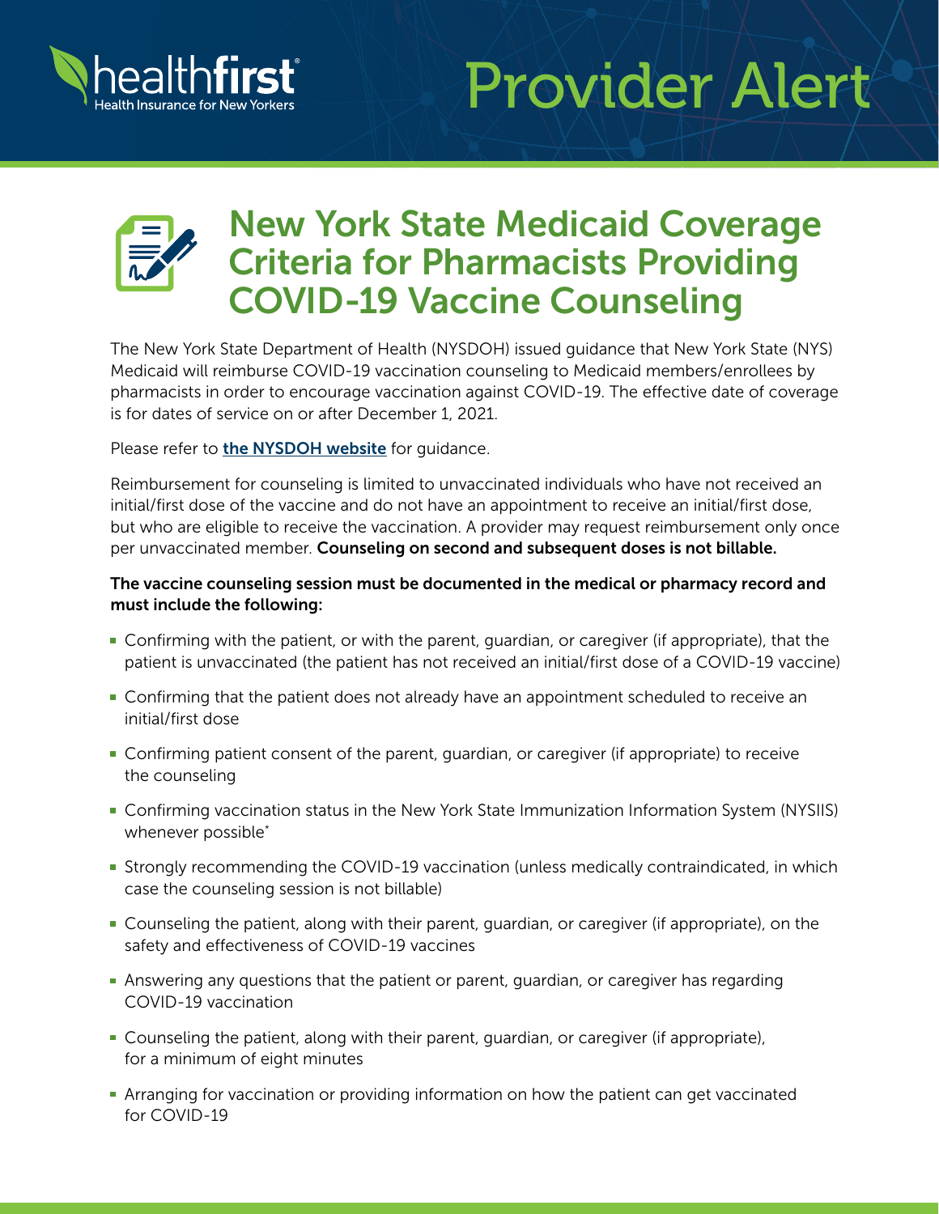healthfirst
Health Insurance for New Yorkers

# Provider Alert

## New York State Medicaid Coverage Criteria for Pharmacists Providing COVID-19 Vaccine Counseling

The New York State Department of Health (NYSDOH) issued guidance that New York State (NYS) Medicaid will reimburse COVID-19 vaccination counseling to Medicaid members/enrollees by pharmacists in order to encourage vaccination against COVID-19. The effective date of coverage is for dates of service on or after December 1, 2021.

Please refer to **the NYSDOH website** for guidance.

Reimbursement for counseling is limited to unvaccinated individuals who have not received an initial/first dose of the vaccine and do not have an appointment to receive an initial/first dose, but who are eligible to receive the vaccination. A provider may request reimbursement only once per unvaccinated member. **Counseling on second and subsequent doses is not billable.**

**The vaccine counseling session must be documented in the medical or pharmacy record and must include the following:**

- Confirming with the patient, or with the parent, guardian, or caregiver (if appropriate), that the patient is unvaccinated (the patient has not received an initial/first dose of a COVID-19 vaccine)
- Confirming that the patient does not already have an appointment scheduled to receive an initial/first dose
- Confirming patient consent of the parent, guardian, or caregiver (if appropriate) to receive the counseling
- Confirming vaccination status in the New York State Immunization Information System (NYSIIS) whenever possible*
- Strongly recommending the COVID-19 vaccination (unless medically contraindicated, in which case the counseling session is not billable)
- Counseling the patient, along with their parent, guardian, or caregiver (if appropriate), on the safety and effectiveness of COVID-19 vaccines
- Answering any questions that the patient or parent, guardian, or caregiver has regarding COVID-19 vaccination
- Counseling the patient, along with their parent, guardian, or caregiver (if appropriate), for a minimum of eight minutes
- Arranging for vaccination or providing information on how the patient can get vaccinated for COVID-19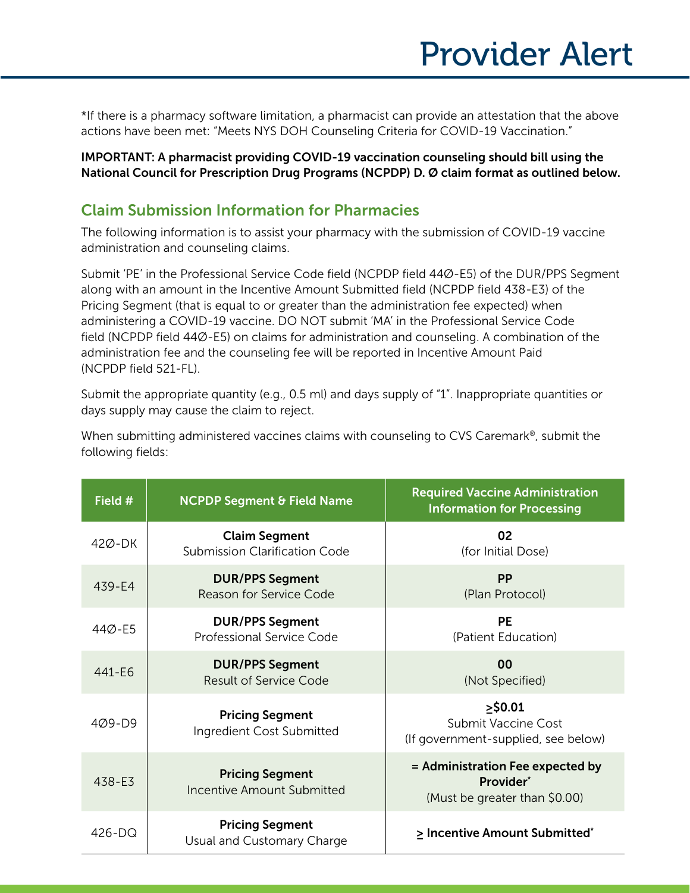# Provider Alert

*If there is a pharmacy software limitation, a pharmacist can provide an attestation that the above actions have been met: "Meets NYS DOH Counseling Criteria for COVID-19 Vaccination."

**IMPORTANT: A pharmacist providing COVID-19 vaccination counseling should bill using the National Council for Prescription Drug Programs (NCPDP) D. Ø claim format as outlined below.**

## Claim Submission Information for Pharmacies

The following information is to assist your pharmacy with the submission of COVID-19 vaccine administration and counseling claims.

Submit 'PE' in the Professional Service Code field (NCPDP field 44Ø-E5) of the DUR/PPS Segment along with an amount in the Incentive Amount Submitted field (NCPDP field 438-E3) of the Pricing Segment (that is equal to or greater than the administration fee expected) when administering a COVID-19 vaccine. DO NOT submit 'MA' in the Professional Service Code field (NCPDP field 44Ø-E5) on claims for administration and counseling. A combination of the administration fee and the counseling fee will be reported in Incentive Amount Paid (NCPDP field 521-FL).

Submit the appropriate quantity (e.g., 0.5 ml) and days supply of "1". Inappropriate quantities or days supply may cause the claim to reject.

When submitting administered vaccines claims with counseling to CVS Caremark®, submit the following fields:

| Field # | NCPDP Segment & Field Name | Required Vaccine Administration Information for Processing |
|---|---|---|
| 42Ø-DK | **Claim Segment** Submission Clarification Code | **02** (for Initial Dose) |
| 439-E4 | **DUR/PPS Segment** Reason for Service Code | **PP** (Plan Protocol) |
| 44Ø-E5 | **DUR/PPS Segment** Professional Service Code | **PE** (Patient Education) |
| 441-E6 | **DUR/PPS Segment** Result of Service Code | **00** (Not Specified) |
| 4Ø9-D9 | **Pricing Segment** Ingredient Cost Submitted | **≥$0.01** Submit Vaccine Cost (If government-supplied, see below) |
| 438-E3 | **Pricing Segment** Incentive Amount Submitted | **= Administration Fee expected by Provider*** (Must be greater than $0.00) |
| 426-DQ | **Pricing Segment** Usual and Customary Charge | **≥ Incentive Amount Submitted*** |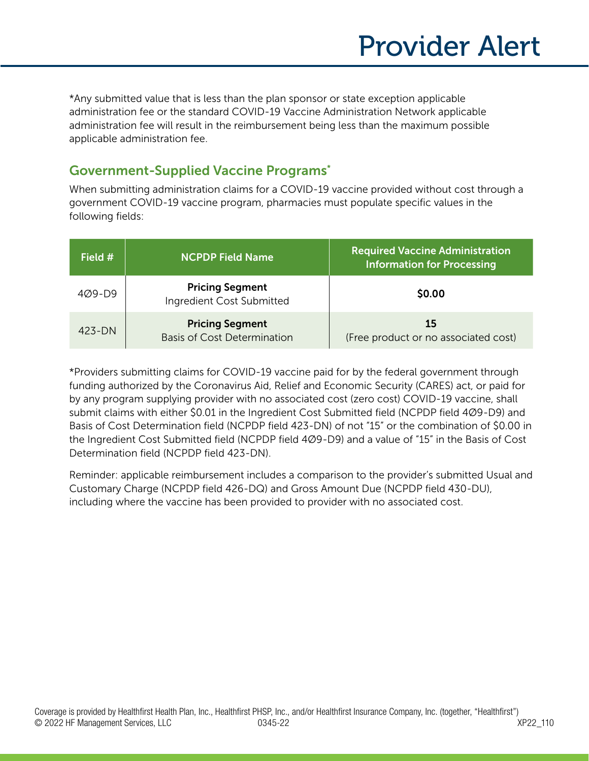*Any submitted value that is less than the plan sponsor or state exception applicable administration fee or the standard COVID-19 Vaccine Administration Network applicable administration fee will result in the reimbursement being less than the maximum possible applicable administration fee.

## Government-Supplied Vaccine Programs*

When submitting administration claims for a COVID-19 vaccine provided without cost through a government COVID-19 vaccine program, pharmacies must populate specific values in the following fields:

| Field # | NCPDP Field Name | Required Vaccine Administration Information for Processing |
|---|---|---|
| 4Ø9-D9 | **Pricing Segment** Ingredient Cost Submitted | **$0.00** |
| 423-DN | **Pricing Segment** Basis of Cost Determination | **15** (Free product or no associated cost) |

*Providers submitting claims for COVID-19 vaccine paid for by the federal government through funding authorized by the Coronavirus Aid, Relief and Economic Security (CARES) act, or paid for by any program supplying provider with no associated cost (zero cost) COVID-19 vaccine, shall submit claims with either $0.01 in the Ingredient Cost Submitted field (NCPDP field 4Ø9-D9) and Basis of Cost Determination field (NCPDP field 423-DN) of not "15" or the combination of $0.00 in the Ingredient Cost Submitted field (NCPDP field 4Ø9-D9) and a value of "15" in the Basis of Cost Determination field (NCPDP field 423-DN).

Reminder: applicable reimbursement includes a comparison to the provider's submitted Usual and Customary Charge (NCPDP field 426-DQ) and Gross Amount Due (NCPDP field 430-DU), including where the vaccine has been provided to provider with no associated cost.

Coverage is provided by Healthfirst Health Plan, Inc., Healthfirst PHSP, Inc., and/or Healthfirst Insurance Company, Inc. (together, "Healthfirst")
© 2022 HF Management Services, LLC 0345-22 XP22_110